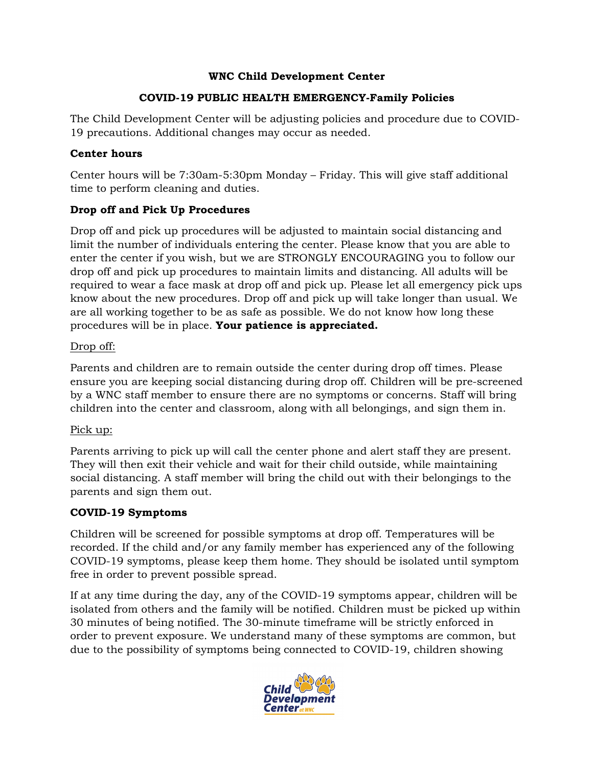**WNC Child Development Center**

**COVID-19 PUBLIC HEALTH EMERGENCY-Family Policies**

The Child Development Center will be adjusting policies and procedure due to COVID-19 precautions. Additional changes may occur as needed.

**Center hours**

Center hours will be 7:30am-5:30pm Monday – Friday. This will give staff additional time to perform cleaning and duties.

**Drop off and Pick Up Procedures**

Drop off and pick up procedures will be adjusted to maintain social distancing and limit the number of individuals entering the center. Please know that you are able to enter the center if you wish, but we are STRONGLY ENCOURAGING you to follow our drop off and pick up procedures to maintain limits and distancing. All adults will be required to wear a face mask at drop off and pick up. Please let all emergency pick ups know about the new procedures. Drop off and pick up will take longer than usual. We are all working together to be as safe as possible. We do not know how long these procedures will be in place. **Your patience is appreciated.**

<u>Drop off:</u>

Parents and children are to remain outside the center during drop off times. Please ensure you are keeping social distancing during drop off. Children will be pre-screened by a WNC staff member to ensure there are no symptoms or concerns. Staff will bring children into the center and classroom, along with all belongings, and sign them in.

<u>Pick up:</u>

Parents arriving to pick up will call the center phone and alert staff they are present. They will then exit their vehicle and wait for their child outside, while maintaining social distancing. A staff member will bring the child out with their belongings to the parents and sign them out.

**COVID-19 Symptoms**

Children will be screened for possible symptoms at drop off. Temperatures will be recorded. If the child and/or any family member has experienced any of the following COVID-19 symptoms, please keep them home. They should be isolated until symptom free in order to prevent possible spread.

If at any time during the day, any of the COVID-19 symptoms appear, children will be isolated from others and the family will be notified. Children must be picked up within 30 minutes of being notified. The 30-minute timeframe will be strictly enforced in order to prevent exposure. We understand many of these symptoms are common, but due to the possibility of symptoms being connected to COVID-19, children showing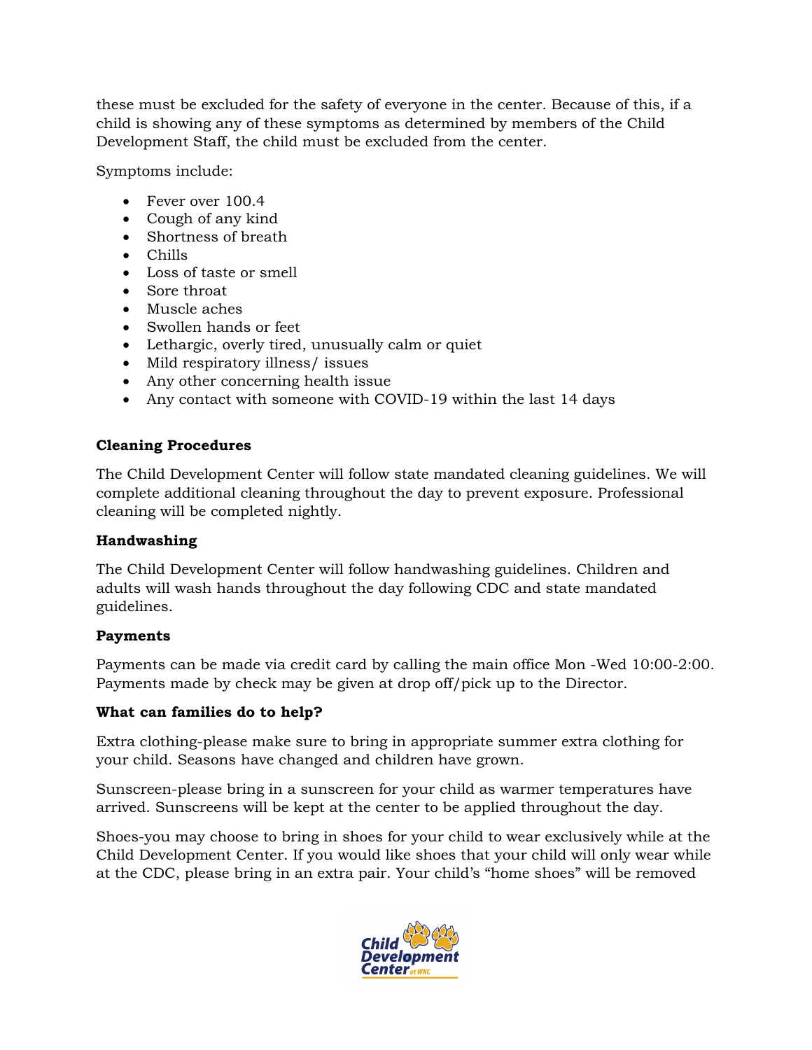these must be excluded for the safety of everyone in the center. Because of this, if a child is showing any of these symptoms as determined by members of the Child Development Staff, the child must be excluded from the center.

Symptoms include:

- Fever over 100.4
- Cough of any kind
- Shortness of breath
- Chills
- Loss of taste or smell
- Sore throat
- Muscle aches
- Swollen hands or feet
- Lethargic, overly tired, unusually calm or quiet
- Mild respiratory illness/ issues
- Any other concerning health issue
- Any contact with someone with COVID-19 within the last 14 days

**Cleaning Procedures**

The Child Development Center will follow state mandated cleaning guidelines. We will complete additional cleaning throughout the day to prevent exposure. Professional cleaning will be completed nightly.

**Handwashing**

The Child Development Center will follow handwashing guidelines. Children and adults will wash hands throughout the day following CDC and state mandated guidelines.

**Payments**

Payments can be made via credit card by calling the main office Mon -Wed 10:00-2:00. Payments made by check may be given at drop off/pick up to the Director.

**What can families do to help?**

Extra clothing-please make sure to bring in appropriate summer extra clothing for your child. Seasons have changed and children have grown.

Sunscreen-please bring in a sunscreen for your child as warmer temperatures have arrived. Sunscreens will be kept at the center to be applied throughout the day.

Shoes-you may choose to bring in shoes for your child to wear exclusively while at the Child Development Center. If you would like shoes that your child will only wear while at the CDC, please bring in an extra pair. Your child's "home shoes" will be removed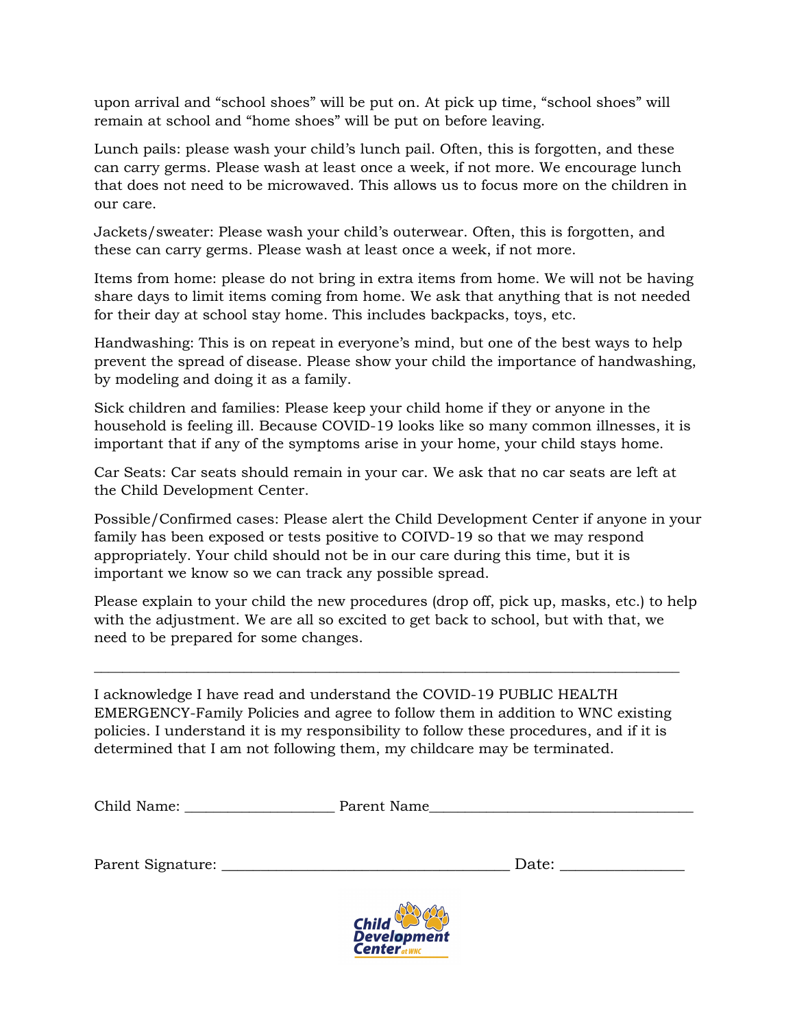upon arrival and "school shoes" will be put on. At pick up time, "school shoes" will remain at school and "home shoes" will be put on before leaving.

Lunch pails: please wash your child's lunch pail. Often, this is forgotten, and these can carry germs. Please wash at least once a week, if not more. We encourage lunch that does not need to be microwaved. This allows us to focus more on the children in our care.

Jackets/sweater: Please wash your child's outerwear. Often, this is forgotten, and these can carry germs. Please wash at least once a week, if not more.

Items from home: please do not bring in extra items from home. We will not be having share days to limit items coming from home. We ask that anything that is not needed for their day at school stay home. This includes backpacks, toys, etc.

Handwashing: This is on repeat in everyone's mind, but one of the best ways to help prevent the spread of disease. Please show your child the importance of handwashing, by modeling and doing it as a family.

Sick children and families: Please keep your child home if they or anyone in the household is feeling ill. Because COVID-19 looks like so many common illnesses, it is important that if any of the symptoms arise in your home, your child stays home.

Car Seats: Car seats should remain in your car. We ask that no car seats are left at the Child Development Center.

Possible/Confirmed cases: Please alert the Child Development Center if anyone in your family has been exposed or tests positive to COIVD-19 so that we may respond appropriately. Your child should not be in our care during this time, but it is important we know so we can track any possible spread.

Please explain to your child the new procedures (drop off, pick up, masks, etc.) to help with the adjustment. We are all so excited to get back to school, but with that, we need to be prepared for some changes.

---

I acknowledge I have read and understand the COVID-19 PUBLIC HEALTH EMERGENCY-Family Policies and agree to follow them in addition to WNC existing policies. I understand it is my responsibility to follow these procedures, and if it is determined that I am not following them, my childcare may be terminated.

Child Name: ____________________ Parent Name___________________________________

Parent Signature: ______________________________________ Date: ________________

Child Development Center at WNC